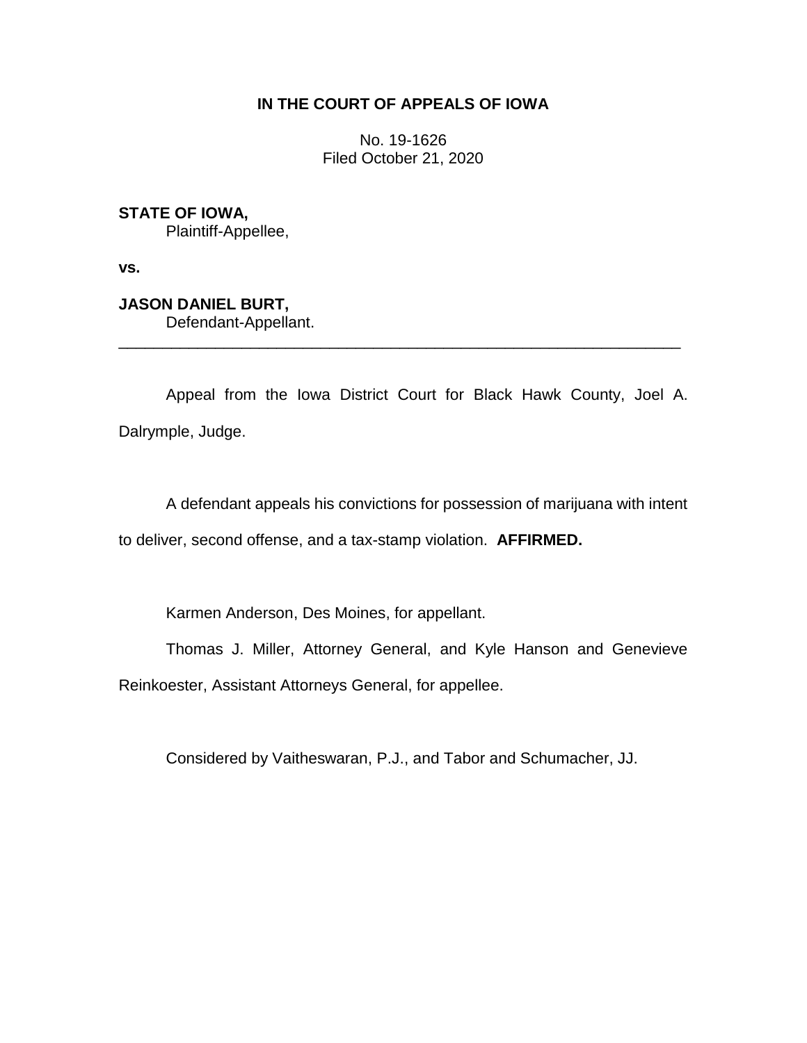**IN THE COURT OF APPEALS OF IOWA**

No. 19-1626
Filed October 21, 2020

**STATE OF IOWA,**
Plaintiff-Appellee,

**vs.**

**JASON DANIEL BURT,**
Defendant-Appellant.

---

Appeal from the Iowa District Court for Black Hawk County, Joel A. Dalrymple, Judge.

A defendant appeals his convictions for possession of marijuana with intent to deliver, second offense, and a tax-stamp violation. **AFFIRMED.**

Karmen Anderson, Des Moines, for appellant.

Thomas J. Miller, Attorney General, and Kyle Hanson and Genevieve Reinkoester, Assistant Attorneys General, for appellee.

Considered by Vaitheswaran, P.J., and Tabor and Schumacher, JJ.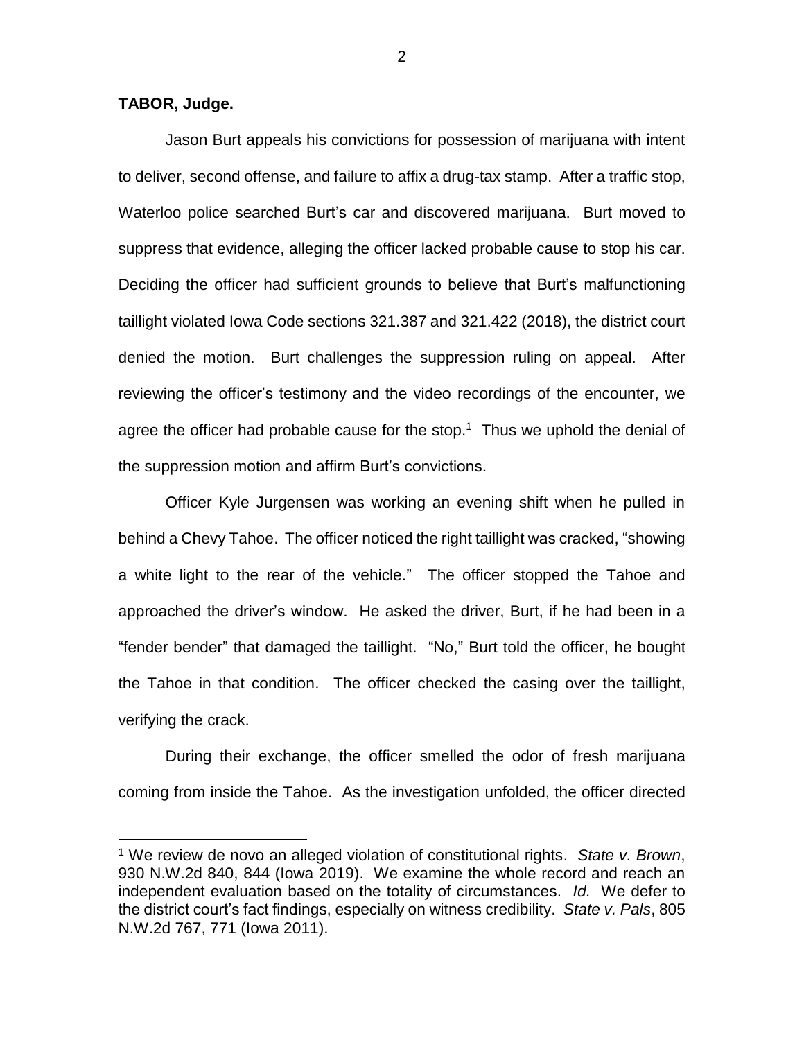**TABOR, Judge.**

Jason Burt appeals his convictions for possession of marijuana with intent to deliver, second offense, and failure to affix a drug-tax stamp. After a traffic stop, Waterloo police searched Burt's car and discovered marijuana. Burt moved to suppress that evidence, alleging the officer lacked probable cause to stop his car. Deciding the officer had sufficient grounds to believe that Burt's malfunctioning taillight violated Iowa Code sections 321.387 and 321.422 (2018), the district court denied the motion. Burt challenges the suppression ruling on appeal. After reviewing the officer's testimony and the video recordings of the encounter, we agree the officer had probable cause for the stop.[1] Thus we uphold the denial of the suppression motion and affirm Burt's convictions.

Officer Kyle Jurgensen was working an evening shift when he pulled in behind a Chevy Tahoe. The officer noticed the right taillight was cracked, "showing a white light to the rear of the vehicle." The officer stopped the Tahoe and approached the driver's window. He asked the driver, Burt, if he had been in a "fender bender" that damaged the taillight. "No," Burt told the officer, he bought the Tahoe in that condition. The officer checked the casing over the taillight, verifying the crack.

During their exchange, the officer smelled the odor of fresh marijuana coming from inside the Tahoe. As the investigation unfolded, the officer directed

---

[1] We review de novo an alleged violation of constitutional rights. *State v. Brown*, 930 N.W.2d 840, 844 (Iowa 2019). We examine the whole record and reach an independent evaluation based on the totality of circumstances. *Id.* We defer to the district court's fact findings, especially on witness credibility. *State v. Pals*, 805 N.W.2d 767, 771 (Iowa 2011).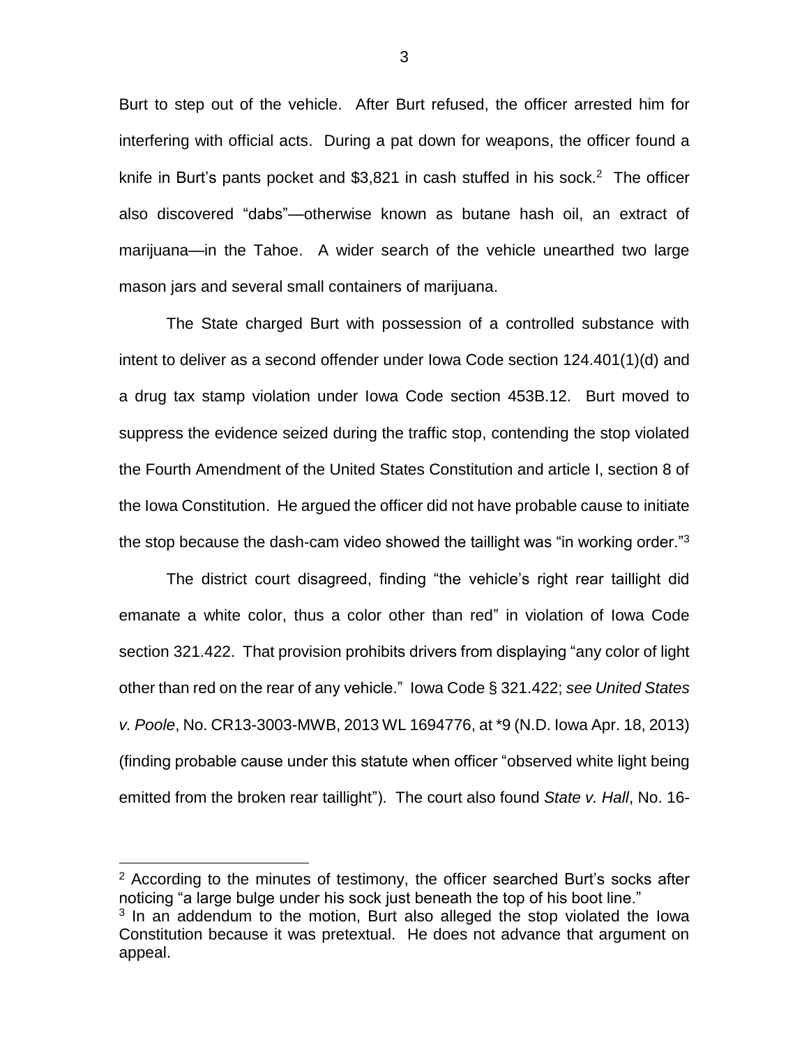Burt to step out of the vehicle. After Burt refused, the officer arrested him for interfering with official acts. During a pat down for weapons, the officer found a knife in Burt's pants pocket and $3,821 in cash stuffed in his sock.[2] The officer also discovered "dabs"—otherwise known as butane hash oil, an extract of marijuana—in the Tahoe. A wider search of the vehicle unearthed two large mason jars and several small containers of marijuana.

The State charged Burt with possession of a controlled substance with intent to deliver as a second offender under Iowa Code section 124.401(1)(d) and a drug tax stamp violation under Iowa Code section 453B.12. Burt moved to suppress the evidence seized during the traffic stop, contending the stop violated the Fourth Amendment of the United States Constitution and article I, section 8 of the Iowa Constitution. He argued the officer did not have probable cause to initiate the stop because the dash-cam video showed the taillight was "in working order."[3]

The district court disagreed, finding "the vehicle's right rear taillight did emanate a white color, thus a color other than red" in violation of Iowa Code section 321.422. That provision prohibits drivers from displaying "any color of light other than red on the rear of any vehicle." Iowa Code § 321.422; *see United States v. Poole*, No. CR13-3003-MWB, 2013 WL 1694776, at *9 (N.D. Iowa Apr. 18, 2013) (finding probable cause under this statute when officer "observed white light being emitted from the broken rear taillight"). The court also found *State v. Hall*, No. 16-

---

[2] According to the minutes of testimony, the officer searched Burt's socks after noticing "a large bulge under his sock just beneath the top of his boot line."

[3] In an addendum to the motion, Burt also alleged the stop violated the Iowa Constitution because it was pretextual. He does not advance that argument on appeal.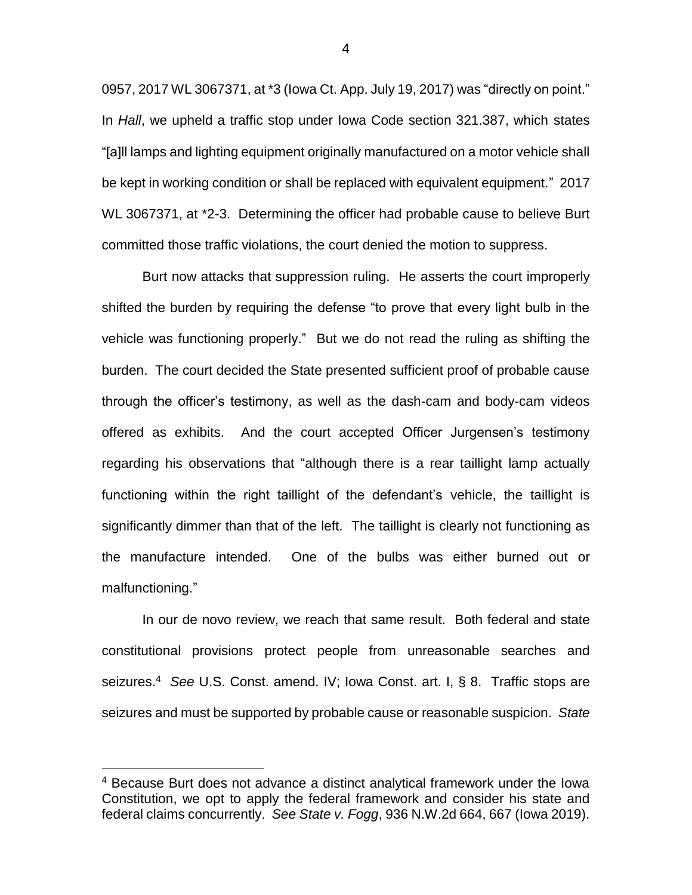0957, 2017 WL 3067371, at *3 (Iowa Ct. App. July 19, 2017) was "directly on point." In *Hall*, we upheld a traffic stop under Iowa Code section 321.387, which states "[a]ll lamps and lighting equipment originally manufactured on a motor vehicle shall be kept in working condition or shall be replaced with equivalent equipment." 2017 WL 3067371, at *2-3. Determining the officer had probable cause to believe Burt committed those traffic violations, the court denied the motion to suppress.

Burt now attacks that suppression ruling. He asserts the court improperly shifted the burden by requiring the defense "to prove that every light bulb in the vehicle was functioning properly." But we do not read the ruling as shifting the burden. The court decided the State presented sufficient proof of probable cause through the officer's testimony, as well as the dash-cam and body-cam videos offered as exhibits. And the court accepted Officer Jurgensen's testimony regarding his observations that "although there is a rear taillight lamp actually functioning within the right taillight of the defendant's vehicle, the taillight is significantly dimmer than that of the left. The taillight is clearly not functioning as the manufacture intended. One of the bulbs was either burned out or malfunctioning."

In our de novo review, we reach that same result. Both federal and state constitutional provisions protect people from unreasonable searches and seizures.[4] *See* U.S. Const. amend. IV; Iowa Const. art. I, § 8. Traffic stops are seizures and must be supported by probable cause or reasonable suspicion. *State*

[4] Because Burt does not advance a distinct analytical framework under the Iowa Constitution, we opt to apply the federal framework and consider his state and federal claims concurrently. *See State v. Fogg*, 936 N.W.2d 664, 667 (Iowa 2019).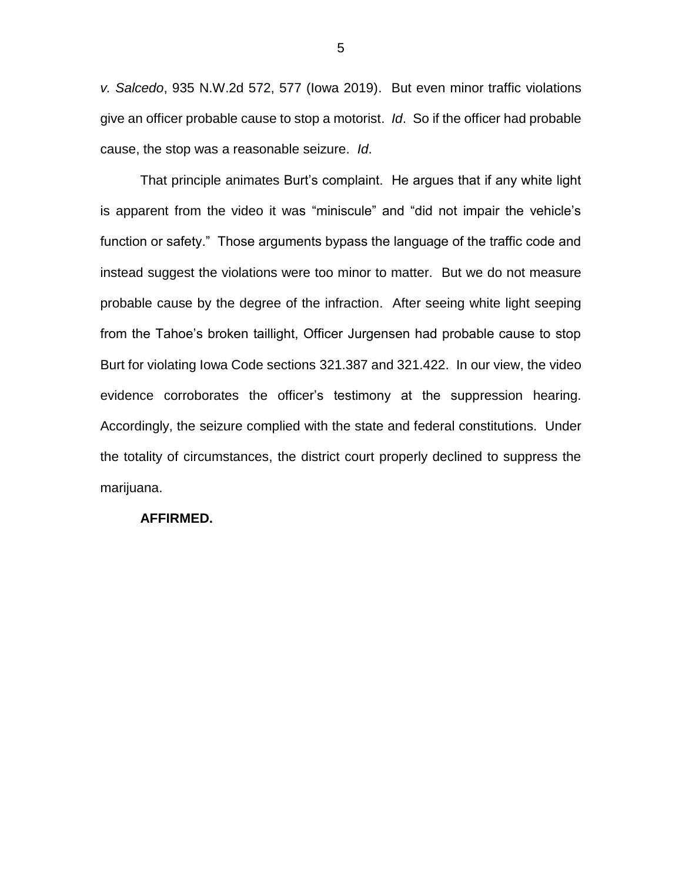*v. Salcedo*, 935 N.W.2d 572, 577 (Iowa 2019). But even minor traffic violations give an officer probable cause to stop a motorist. *Id*. So if the officer had probable cause, the stop was a reasonable seizure. *Id*.

That principle animates Burt's complaint. He argues that if any white light is apparent from the video it was "miniscule" and "did not impair the vehicle's function or safety." Those arguments bypass the language of the traffic code and instead suggest the violations were too minor to matter. But we do not measure probable cause by the degree of the infraction. After seeing white light seeping from the Tahoe's broken taillight, Officer Jurgensen had probable cause to stop Burt for violating Iowa Code sections 321.387 and 321.422. In our view, the video evidence corroborates the officer's testimony at the suppression hearing. Accordingly, the seizure complied with the state and federal constitutions. Under the totality of circumstances, the district court properly declined to suppress the marijuana.

**AFFIRMED.**